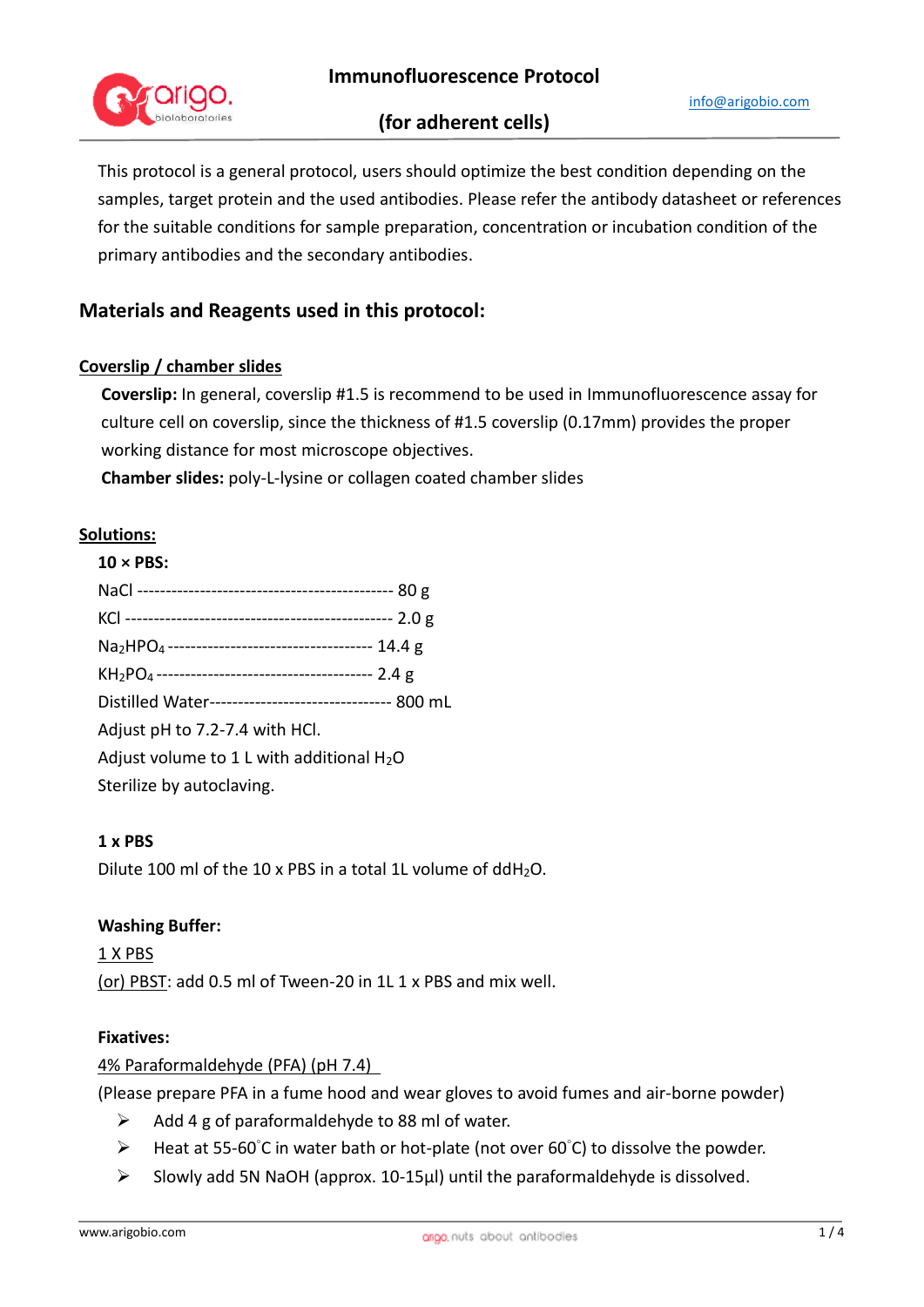# Immunofluorescence Protocol

## (for adherent cells)

info@arigobio.com

This protocol is a general protocol, users should optimize the best condition depending on the samples, target protein and the used antibodies. Please refer the antibody datasheet or references for the suitable conditions for sample preparation, concentration or incubation condition of the primary antibodies and the secondary antibodies.

## Materials and Reagents used in this protocol:

### Coverslip / chamber slides

**Coverslip:** In general, coverslip #1.5 is recommend to be used in Immunofluorescence assay for culture cell on coverslip, since the thickness of #1.5 coverslip (0.17mm) provides the proper working distance for most microscope objectives.

**Chamber slides:** poly-L-lysine or collagen coated chamber slides

### Solutions:

**10 × PBS:**

NaCl -------------------------------------------- 80 g

KCl ---------------------------------------------- 2.0 g

$Na_2HPO_4$ ----------------------------------- 14.4 g

$KH_2PO_4$ ------------------------------------- 2.4 g

Distilled Water------------------------------- 800 mL

Adjust pH to 7.2-7.4 with HCl.

Adjust volume to 1 L with additional $H_2O$

Sterilize by autoclaving.

**1 x PBS**

Dilute 100 ml of the 10 x PBS in a total 1L volume of $ddH_2O$.

**Washing Buffer:**

1 X PBS

(or) PBST: add 0.5 ml of Tween-20 in 1L 1 x PBS and mix well.

**Fixatives:**

4% Paraformaldehyde (PFA) (pH 7.4)

(Please prepare PFA in a fume hood and wear gloves to avoid fumes and air-borne powder)

- Add 4 g of paraformaldehyde to 88 ml of water.
- Heat at 55-60°C in water bath or hot-plate (not over 60°C) to dissolve the powder.
- Slowly add 5N NaOH (approx. 10-15µl) until the paraformaldehyde is dissolved.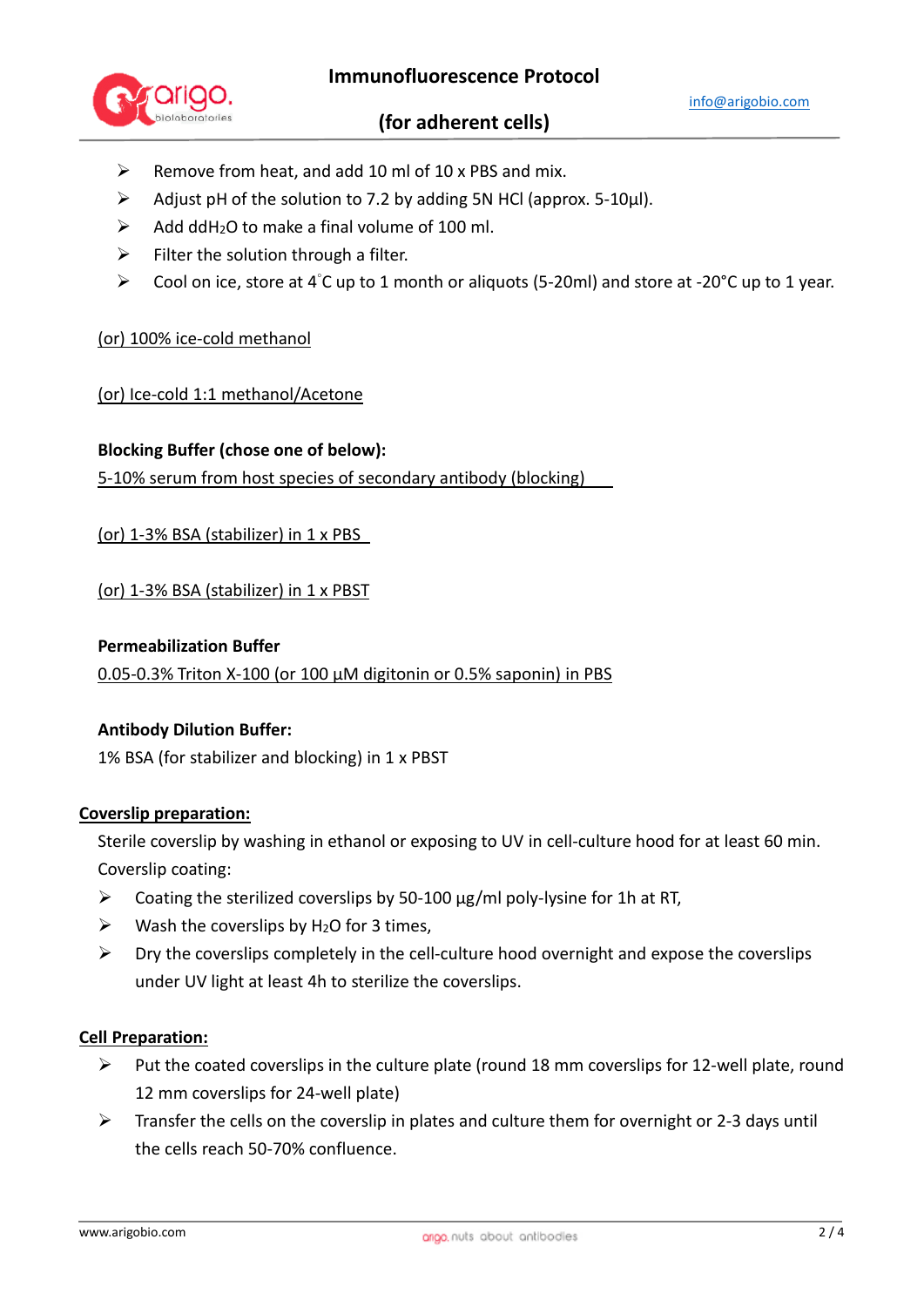- Remove from heat, and add 10 ml of 10 x PBS and mix.
- Adjust pH of the solution to 7.2 by adding 5N HCl (approx. 5-10µl).
- Add $ddH_2O$ to make a final volume of 100 ml.
- Filter the solution through a filter.
- Cool on ice, store at 4°C up to 1 month or aliquots (5-20ml) and store at -20°C up to 1 year.

(or) 100% ice-cold methanol

(or) Ice-cold 1:1 methanol/Acetone

**Blocking Buffer (chose one of below):**

5-10% serum from host species of secondary antibody (blocking)

(or) 1-3% BSA (stabilizer) in 1 x PBS

(or) 1-3% BSA (stabilizer) in 1 x PBST

**Permeabilization Buffer**

0.05-0.3% Triton X-100 (or 100 µM digitonin or 0.5% saponin) in PBS

**Antibody Dilution Buffer:**

1% BSA (for stabilizer and blocking) in 1 x PBST

**Coverslip preparation:**

Sterile coverslip by washing in ethanol or exposing to UV in cell-culture hood for at least 60 min.

Coverslip coating:

- Coating the sterilized coverslips by 50-100 µg/ml poly-lysine for 1h at RT,
- Wash the coverslips by $H_2O$ for 3 times,
- Dry the coverslips completely in the cell-culture hood overnight and expose the coverslips under UV light at least 4h to sterilize the coverslips.

**Cell Preparation:**

- Put the coated coverslips in the culture plate (round 18 mm coverslips for 12-well plate, round 12 mm coverslips for 24-well plate)
- Transfer the cells on the coverslip in plates and culture them for overnight or 2-3 days until the cells reach 50-70% confluence.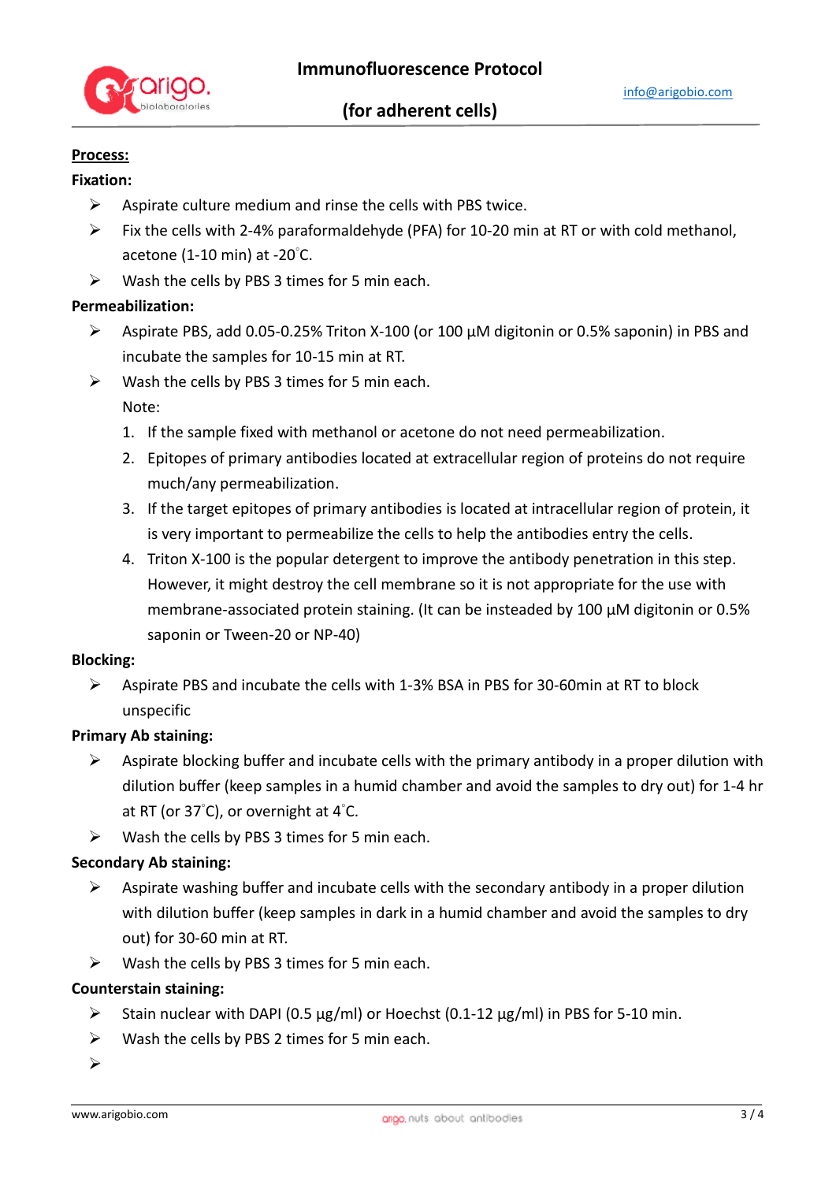**Process:**

**Fixation:**

- Aspirate culture medium and rinse the cells with PBS twice.
- Fix the cells with 2-4% paraformaldehyde (PFA) for 10-20 min at RT or with cold methanol, acetone (1-10 min) at -20°C.
- Wash the cells by PBS 3 times for 5 min each.

**Permeabilization:**

- Aspirate PBS, add 0.05-0.25% Triton X-100 (or 100 µM digitonin or 0.5% saponin) in PBS and incubate the samples for 10-15 min at RT.
- Wash the cells by PBS 3 times for 5 min each.

  Note:

  1. If the sample fixed with methanol or acetone do not need permeabilization.
  2. Epitopes of primary antibodies located at extracellular region of proteins do not require much/any permeabilization.
  3. If the target epitopes of primary antibodies is located at intracellular region of protein, it is very important to permeabilize the cells to help the antibodies entry the cells.
  4. Triton X-100 is the popular detergent to improve the antibody penetration in this step. However, it might destroy the cell membrane so it is not appropriate for the use with membrane-associated protein staining. (It can be insteaded by 100 µM digitonin or 0.5% saponin or Tween-20 or NP-40)

**Blocking:**

- Aspirate PBS and incubate the cells with 1-3% BSA in PBS for 30-60min at RT to block unspecific

**Primary Ab staining:**

- Aspirate blocking buffer and incubate cells with the primary antibody in a proper dilution with dilution buffer (keep samples in a humid chamber and avoid the samples to dry out) for 1-4 hr at RT (or 37°C), or overnight at 4°C.
- Wash the cells by PBS 3 times for 5 min each.

**Secondary Ab staining:**

- Aspirate washing buffer and incubate cells with the secondary antibody in a proper dilution with dilution buffer (keep samples in dark in a humid chamber and avoid the samples to dry out) for 30-60 min at RT.
- Wash the cells by PBS 3 times for 5 min each.

**Counterstain staining:**

- Stain nuclear with DAPI (0.5 µg/ml) or Hoechst (0.1-12 µg/ml) in PBS for 5-10 min.
- Wash the cells by PBS 2 times for 5 min each.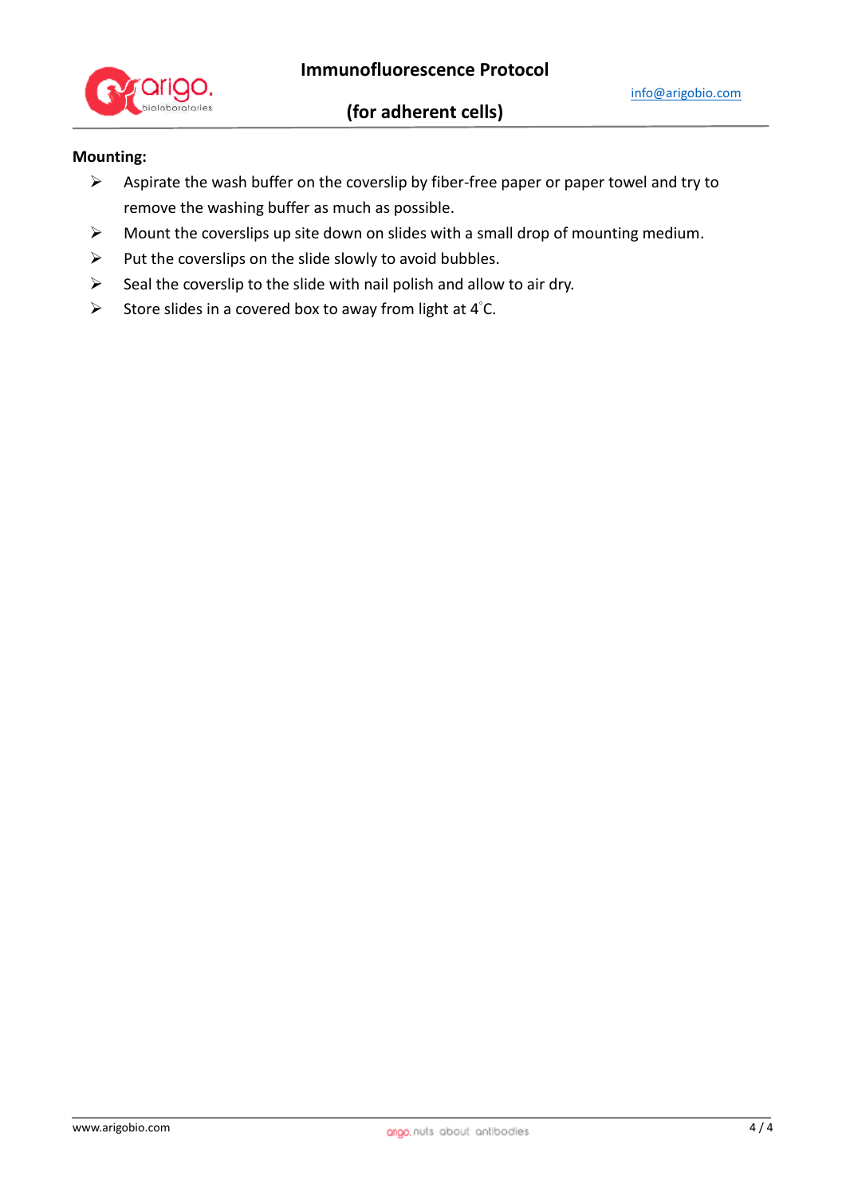**Mounting:**

- Aspirate the wash buffer on the coverslip by fiber-free paper or paper towel and try to remove the washing buffer as much as possible.
- Mount the coverslips up site down on slides with a small drop of mounting medium.
- Put the coverslips on the slide slowly to avoid bubbles.
- Seal the coverslip to the slide with nail polish and allow to air dry.
- Store slides in a covered box to away from light at 4°C.